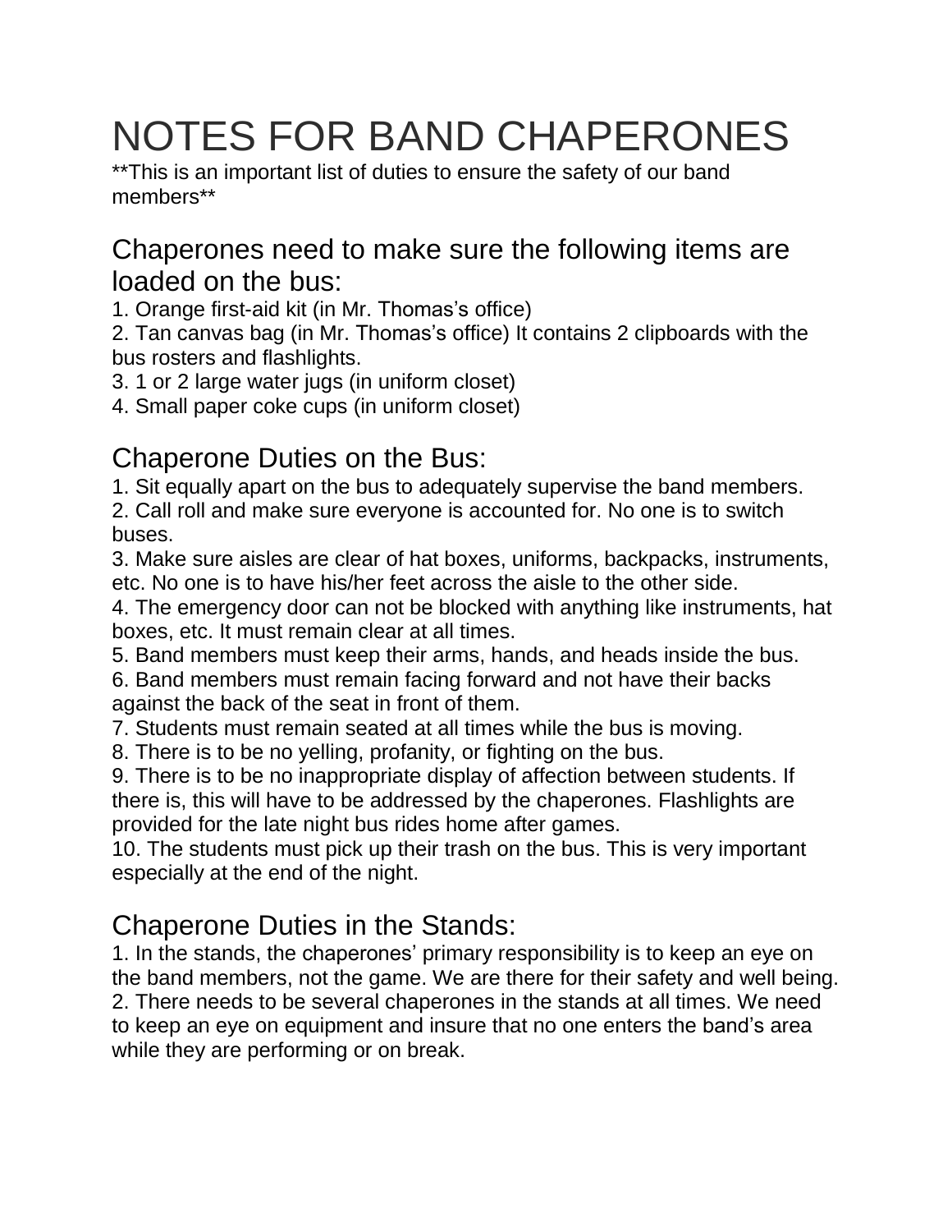# NOTES FOR BAND CHAPERONES

**This is an important list of duties to ensure the safety of our band members**

## Chaperones need to make sure the following items are loaded on the bus:

1. Orange first-aid kit (in Mr. Thomas's office)
2. Tan canvas bag (in Mr. Thomas's office) It contains 2 clipboards with the bus rosters and flashlights.
3. 1 or 2 large water jugs (in uniform closet)
4. Small paper coke cups (in uniform closet)

## Chaperone Duties on the Bus:

1. Sit equally apart on the bus to adequately supervise the band members.
2. Call roll and make sure everyone is accounted for. No one is to switch buses.
3. Make sure aisles are clear of hat boxes, uniforms, backpacks, instruments, etc. No one is to have his/her feet across the aisle to the other side.
4. The emergency door can not be blocked with anything like instruments, hat boxes, etc. It must remain clear at all times.
5. Band members must keep their arms, hands, and heads inside the bus.
6. Band members must remain facing forward and not have their backs against the back of the seat in front of them.
7. Students must remain seated at all times while the bus is moving.
8. There is to be no yelling, profanity, or fighting on the bus.
9. There is to be no inappropriate display of affection between students. If there is, this will have to be addressed by the chaperones. Flashlights are provided for the late night bus rides home after games.
10. The students must pick up their trash on the bus. This is very important especially at the end of the night.

## Chaperone Duties in the Stands:

1. In the stands, the chaperones' primary responsibility is to keep an eye on the band members, not the game. We are there for their safety and well being.
2. There needs to be several chaperones in the stands at all times. We need to keep an eye on equipment and insure that no one enters the band's area while they are performing or on break.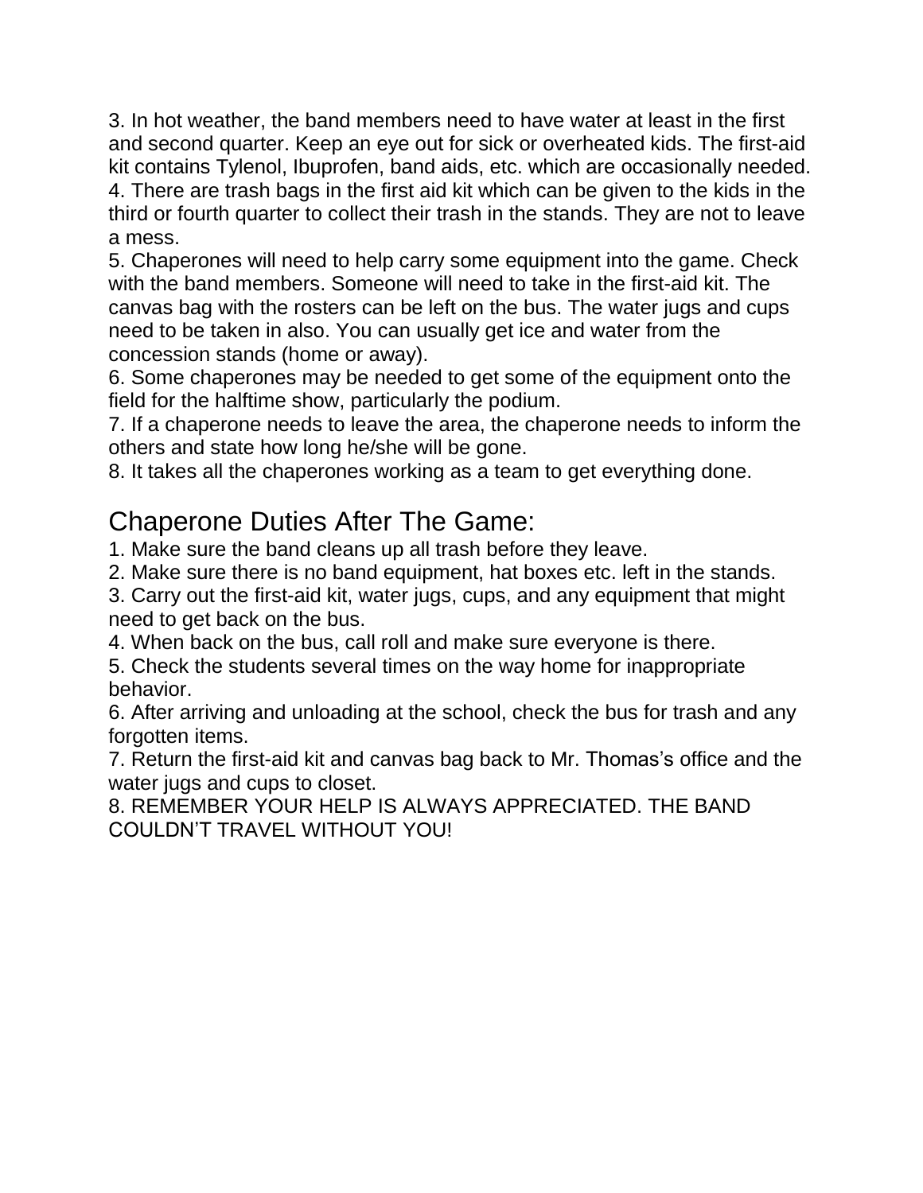3. In hot weather, the band members need to have water at least in the first and second quarter. Keep an eye out for sick or overheated kids. The first-aid kit contains Tylenol, Ibuprofen, band aids, etc. which are occasionally needed.
4. There are trash bags in the first aid kit which can be given to the kids in the third or fourth quarter to collect their trash in the stands. They are not to leave a mess.
5. Chaperones will need to help carry some equipment into the game. Check with the band members. Someone will need to take in the first-aid kit. The canvas bag with the rosters can be left on the bus. The water jugs and cups need to be taken in also. You can usually get ice and water from the concession stands (home or away).
6. Some chaperones may be needed to get some of the equipment onto the field for the halftime show, particularly the podium.
7. If a chaperone needs to leave the area, the chaperone needs to inform the others and state how long he/she will be gone.
8. It takes all the chaperones working as a team to get everything done.

## Chaperone Duties After The Game:

1. Make sure the band cleans up all trash before they leave.
2. Make sure there is no band equipment, hat boxes etc. left in the stands.
3. Carry out the first-aid kit, water jugs, cups, and any equipment that might need to get back on the bus.
4. When back on the bus, call roll and make sure everyone is there.
5. Check the students several times on the way home for inappropriate behavior.
6. After arriving and unloading at the school, check the bus for trash and any forgotten items.
7. Return the first-aid kit and canvas bag back to Mr. Thomas's office and the water jugs and cups to closet.
8. REMEMBER YOUR HELP IS ALWAYS APPRECIATED. THE BAND COULDN'T TRAVEL WITHOUT YOU!